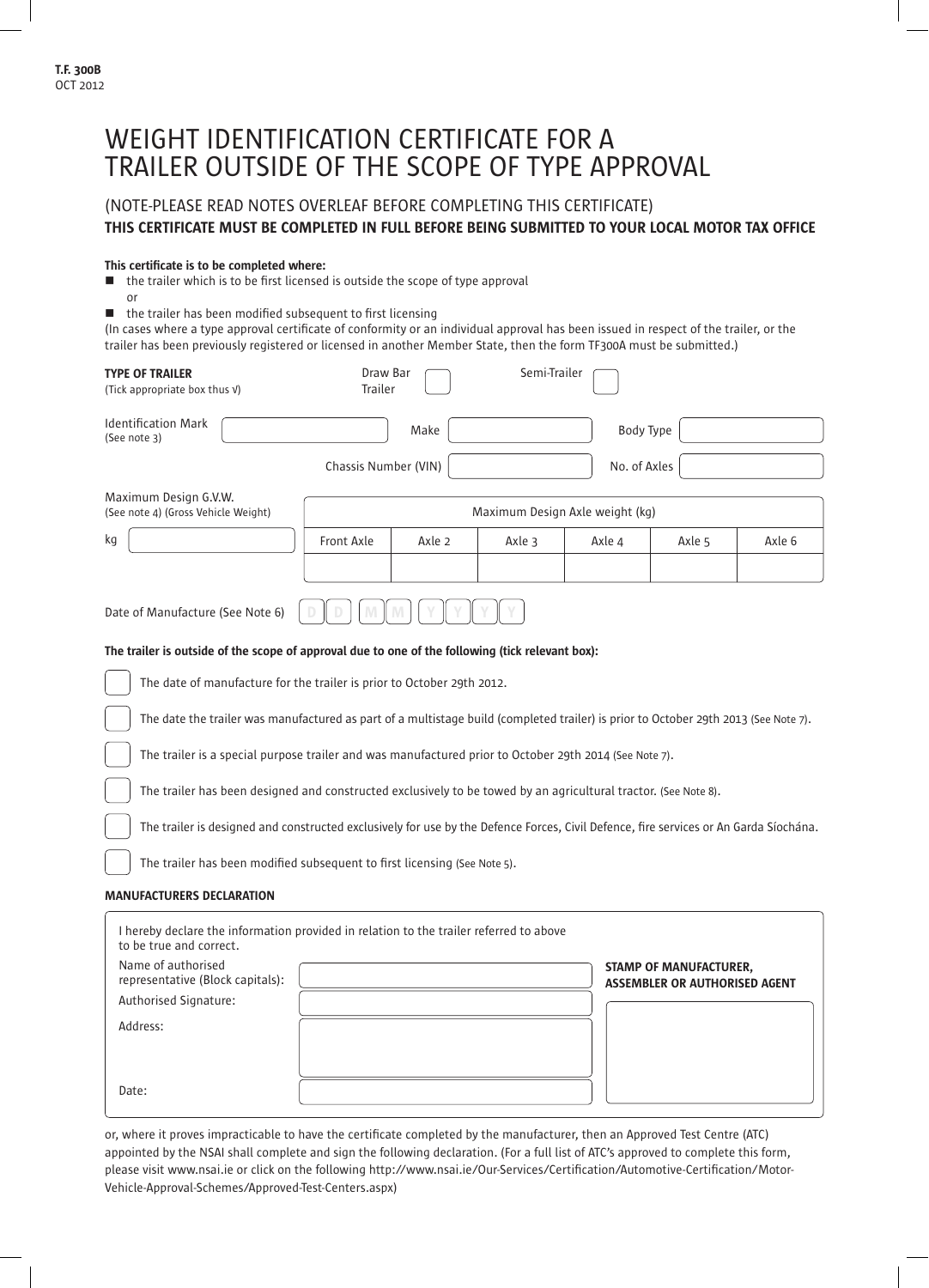**T.F. 300B**
OCT 2012

# WEIGHT IDENTIFICATION CERTIFICATE FOR A TRAILER OUTSIDE OF THE SCOPE OF TYPE APPROVAL

(NOTE-PLEASE READ NOTES OVERLEAF BEFORE COMPLETING THIS CERTIFICATE)

**THIS CERTIFICATE MUST BE COMPLETED IN FULL BEFORE BEING SUBMITTED TO YOUR LOCAL MOTOR TAX OFFICE**

**This certificate is to be completed where:**

- the trailer which is to be first licensed is outside the scope of type approval

  or

- the trailer has been modified subsequent to first licensing

(In cases where a type approval certificate of conformity or an individual approval has been issued in respect of the trailer, or the trailer has been previously registered or licensed in another Member State, then the form TF300A must be submitted.)

**TYPE OF TRAILER**
(Tick appropriate box thus √)

☐ Draw Bar Trailer ☐ Semi-Trailer

Identification Mark (See note 3): ______ Make: ______ Body Type: ______

Chassis Number (VIN): ______ No. of Axles: ______

| Maximum Design G.V.W. (See note 4) (Gross Vehicle Weight) | Maximum Design Axle weight (kg) | | | | | |
|---|---|---|---|---|---|---|
| | Front Axle | Axle 2 | Axle 3 | Axle 4 | Axle 5 | Axle 6 |
| kg | | | | | | |

Date of Manufacture (See Note 6): D D / M M / Y Y Y Y

**The trailer is outside of the scope of approval due to one of the following (tick relevant box):**

☐ The date of manufacture for the trailer is prior to October 29th 2012.

☐ The date the trailer was manufactured as part of a multistage build (completed trailer) is prior to October 29th 2013 (See Note 7).

☐ The trailer is a special purpose trailer and was manufactured prior to October 29th 2014 (See Note 7).

☐ The trailer has been designed and constructed exclusively to be towed by an agricultural tractor. (See Note 8).

☐ The trailer is designed and constructed exclusively for use by the Defence Forces, Civil Defence, fire services or An Garda Síochána.

☐ The trailer has been modified subsequent to first licensing (See Note 5).

**MANUFACTURERS DECLARATION**

I hereby declare the information provided in relation to the trailer referred to above to be true and correct.

Name of authorised representative (Block capitals): ______

Authorised Signature: ______

Address: ______

Date: ______

**STAMP OF MANUFACTURER, ASSEMBLER OR AUTHORISED AGENT**

or, where it proves impracticable to have the certificate completed by the manufacturer, then an Approved Test Centre (ATC) appointed by the NSAI shall complete and sign the following declaration. (For a full list of ATC's approved to complete this form, please visit www.nsai.ie or click on the following http://www.nsai.ie/Our-Services/Certification/Automotive-Certification/Motor-Vehicle-Approval-Schemes/Approved-Test-Centers.aspx)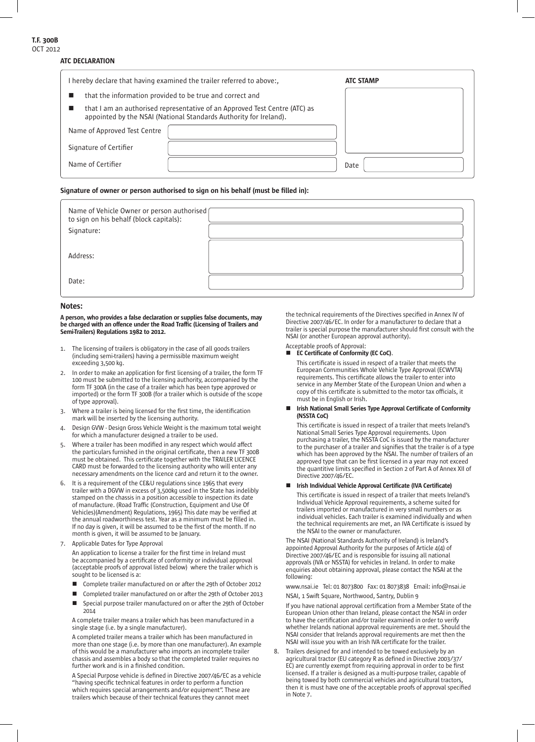T.F. 300B
OCT 2012

### ATC DECLARATION

I hereby declare that having examined the trailer referred to above:,

- that the information provided to be true and correct and
- that I am an authorised representative of an Approved Test Centre (ATC) as appointed by the NSAI (National Standards Authority for Ireland).

| | | |
|---|---|---|
| Name of Approved Test Centre | | **ATC STAMP** |
| Signature of Certifier | | |
| Name of Certifier | | Date |

**Signature of owner or person authorised to sign on his behalf (must be filled in):**

| | |
|---|---|
| Name of Vehicle Owner or person authorised to sign on his behalf (block capitals): | |
| Signature: | |
| Address: | |
| Date: | |

## Notes:

**A person, who provides a false declaration or supplies false documents, may be charged with an offence under the Road Traffic (Licensing of Trailers and Semi-Trailers) Regulations 1982 to 2012.**

1. The licensing of trailers is obligatory in the case of all goods trailers (including semi-trailers) having a permissible maximum weight exceeding 3,500 kg.
2. In order to make an application for first licensing of a trailer, the form TF 100 must be submitted to the licensing authority, accompanied by the form TF 300A (in the case of a trailer which has been type approved or imported) or the form TF 300B (for a trailer which is outside of the scope of type approval).
3. Where a trailer is being licensed for the first time, the identification mark will be inserted by the licensing authority.
4. Design GVW - Design Gross Vehicle Weight is the maximum total weight for which a manufacturer designed a trailer to be used.
5. Where a trailer has been modified in any respect which would affect the particulars furnished in the original certificate, then a new TF 300B must be obtained. This certificate together with the TRAILER LICENCE CARD must be forwarded to the licensing authority who will enter any necessary amendments on the licence card and return it to the owner.
6. It is a requirement of the CE&U regulations since 1965 that every trailer with a DGVW in excess of 3,500kg used in the State has indelibly stamped on the chassis in a position accessible to inspection its date of manufacture. (Road Traffic (Construction, Equipment and Use Of Vehicles)(Amendment) Regulations, 1965) This date may be verified at the annual roadworthiness test. Year as a minimum must be filled in. If no day is given, it will be assumed to be the first of the month. If no month is given, it will be assumed to be January.
7. Applicable Dates for Type Approval

   An application to license a trailer for the first time in Ireland must be accompanied by a certificate of conformity or individual approval (acceptable proofs of approval listed below) where the trailer which is sought to be licensed is a:

   - Complete trailer manufactured on or after the 29th of October 2012
   - Completed trailer manufactured on or after the 29th of October 2013
   - Special purpose trailer manufactured on or after the 29th of October 2014

   A complete trailer means a trailer which has been manufactured in a single stage (i.e. by a single manufacturer).

   A completed trailer means a trailer which has been manufactured in more than one stage (i.e. by more than one manufacturer). An example of this would be a manufacturer who imports an incomplete trailer chassis and assembles a body so that the completed trailer requires no further work and is in a finished condition.

   A Special Purpose vehicle is defined in Directive 2007/46/EC as a vehicle "having specific technical features in order to perform a function which requires special arrangements and/or equipment". These are trailers which because of their technical features they cannot meet the technical requirements of the Directives specified in Annex IV of Directive 2007/46/EC. In order for a manufacturer to declare that a trailer is special purpose the manufacturer should first consult with the NSAI (or another European approval authority).

   Acceptable proofs of Approval:

   - **EC Certificate of Conformity (EC CoC)**.

     This certificate is issued in respect of a trailer that meets the European Communities Whole Vehicle Type Approval (ECWVTA) requirements. This certificate allows the trailer to enter into service in any Member State of the European Union and when a copy of this certificate is submitted to the motor tax officials, it must be in English or Irish.

   - **Irish National Small Series Type Approval Certificate of Conformity (NSSTA CoC)**

     This certificate is issued in respect of a trailer that meets Ireland's National Small Series Type Approval requirements. Upon purchasing a trailer, the NSSTA CoC is issued by the manufacturer to the purchaser of a trailer and signifies that the trailer is of a type which has been approved by the NSAI. The number of trailers of an approved type that can be first licensed in a year may not exceed the quantitive limits specified in Section 2 of Part A of Annex XII of Directive 2007/46/EC.

   - **Irish Individual Vehicle Approval Certificate (IVA Certificate)**

     This certificate is issued in respect of a trailer that meets Ireland's Individual Vehicle Approval requirements, a scheme suited for trailers imported or manufactured in very small numbers or as individual vehicles. Each trailer is examined individually and when the technical requirements are met, an IVA Certificate is issued by the NSAI to the owner or manufacturer.

   The NSAI (National Standards Authority of Ireland) is Ireland's appointed Approval Authority for the purposes of Article 4(4) of Directive 2007/46/EC and is responsible for issuing all national approvals (IVA or NSSTA) for vehicles in Ireland. In order to make enquiries about obtaining approval, please contact the NSAI at the following:

   www.nsai.ie Tel: 01 8073800 Fax: 01 8073838 Email: info@nsai.ie

   NSAI, 1 Swift Square, Northwood, Santry, Dublin 9

   If you have national approval certification from a Member State of the European Union other than Ireland, please contact the NSAI in order to have the certification and/or trailer examined in order to verify whether Irelands national approval requirements are met. Should the NSAI consider that Irelands approval requirements are met then the NSAI will issue you with an Irish IVA certificate for the trailer.
8. Trailers designed for and intended to be towed exclusively by an agricultural tractor (EU category R as defined in Directive 2003/37/EC) are currently exempt from requiring approval in order to be first licensed. If a trailer is designed as a multi-purpose trailer, capable of being towed by both commercial vehicles and agricultural tractors, then it is must have one of the acceptable proofs of approval specified in Note 7.